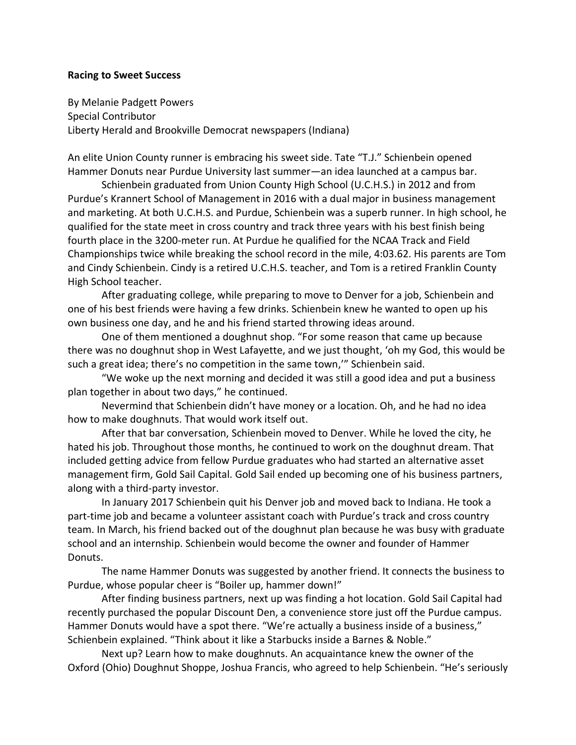**Racing to Sweet Success**

By Melanie Padgett Powers
Special Contributor
Liberty Herald and Brookville Democrat newspapers (Indiana)

An elite Union County runner is embracing his sweet side. Tate "T.J." Schienbein opened Hammer Donuts near Purdue University last summer—an idea launched at a campus bar.

Schienbein graduated from Union County High School (U.C.H.S.) in 2012 and from Purdue's Krannert School of Management in 2016 with a dual major in business management and marketing. At both U.C.H.S. and Purdue, Schienbein was a superb runner. In high school, he qualified for the state meet in cross country and track three years with his best finish being fourth place in the 3200-meter run. At Purdue he qualified for the NCAA Track and Field Championships twice while breaking the school record in the mile, 4:03.62. His parents are Tom and Cindy Schienbein. Cindy is a retired U.C.H.S. teacher, and Tom is a retired Franklin County High School teacher.

After graduating college, while preparing to move to Denver for a job, Schienbein and one of his best friends were having a few drinks. Schienbein knew he wanted to open up his own business one day, and he and his friend started throwing ideas around.

One of them mentioned a doughnut shop. "For some reason that came up because there was no doughnut shop in West Lafayette, and we just thought, 'oh my God, this would be such a great idea; there's no competition in the same town,'" Schienbein said.

"We woke up the next morning and decided it was still a good idea and put a business plan together in about two days," he continued.

Nevermind that Schienbein didn't have money or a location. Oh, and he had no idea how to make doughnuts. That would work itself out.

After that bar conversation, Schienbein moved to Denver. While he loved the city, he hated his job. Throughout those months, he continued to work on the doughnut dream. That included getting advice from fellow Purdue graduates who had started an alternative asset management firm, Gold Sail Capital. Gold Sail ended up becoming one of his business partners, along with a third-party investor.

In January 2017 Schienbein quit his Denver job and moved back to Indiana. He took a part-time job and became a volunteer assistant coach with Purdue's track and cross country team. In March, his friend backed out of the doughnut plan because he was busy with graduate school and an internship. Schienbein would become the owner and founder of Hammer Donuts.

The name Hammer Donuts was suggested by another friend. It connects the business to Purdue, whose popular cheer is "Boiler up, hammer down!"

After finding business partners, next up was finding a hot location. Gold Sail Capital had recently purchased the popular Discount Den, a convenience store just off the Purdue campus. Hammer Donuts would have a spot there. "We're actually a business inside of a business," Schienbein explained. "Think about it like a Starbucks inside a Barnes & Noble."

Next up? Learn how to make doughnuts. An acquaintance knew the owner of the Oxford (Ohio) Doughnut Shoppe, Joshua Francis, who agreed to help Schienbein. "He's seriously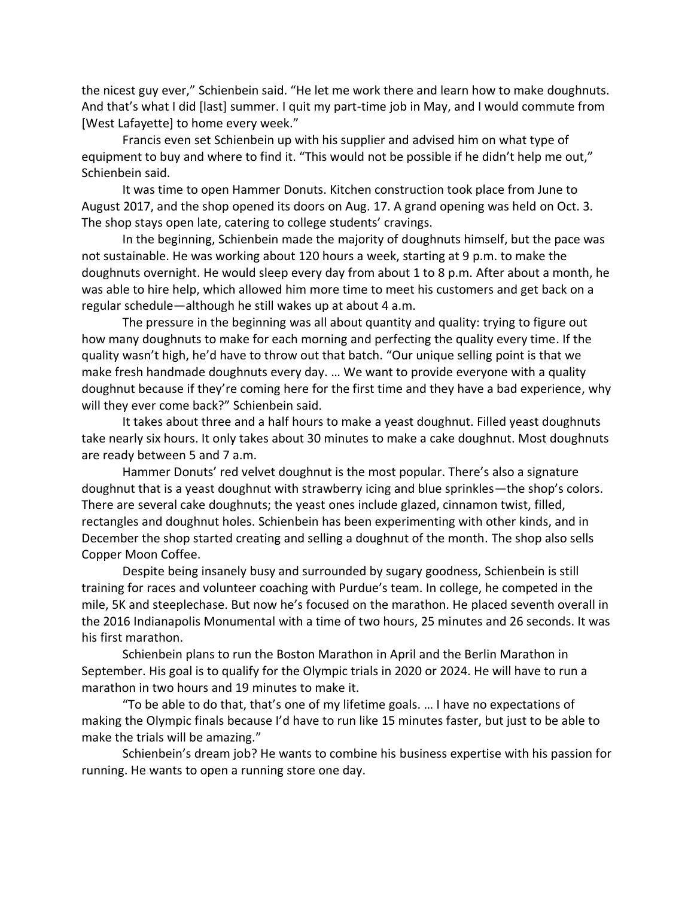the nicest guy ever," Schienbein said. "He let me work there and learn how to make doughnuts. And that's what I did [last] summer. I quit my part-time job in May, and I would commute from [West Lafayette] to home every week."

Francis even set Schienbein up with his supplier and advised him on what type of equipment to buy and where to find it. "This would not be possible if he didn't help me out," Schienbein said.

It was time to open Hammer Donuts. Kitchen construction took place from June to August 2017, and the shop opened its doors on Aug. 17. A grand opening was held on Oct. 3. The shop stays open late, catering to college students' cravings.

In the beginning, Schienbein made the majority of doughnuts himself, but the pace was not sustainable. He was working about 120 hours a week, starting at 9 p.m. to make the doughnuts overnight. He would sleep every day from about 1 to 8 p.m. After about a month, he was able to hire help, which allowed him more time to meet his customers and get back on a regular schedule—although he still wakes up at about 4 a.m.

The pressure in the beginning was all about quantity and quality: trying to figure out how many doughnuts to make for each morning and perfecting the quality every time. If the quality wasn't high, he'd have to throw out that batch. "Our unique selling point is that we make fresh handmade doughnuts every day. … We want to provide everyone with a quality doughnut because if they're coming here for the first time and they have a bad experience, why will they ever come back?" Schienbein said.

It takes about three and a half hours to make a yeast doughnut. Filled yeast doughnuts take nearly six hours. It only takes about 30 minutes to make a cake doughnut. Most doughnuts are ready between 5 and 7 a.m.

Hammer Donuts' red velvet doughnut is the most popular. There's also a signature doughnut that is a yeast doughnut with strawberry icing and blue sprinkles—the shop's colors. There are several cake doughnuts; the yeast ones include glazed, cinnamon twist, filled, rectangles and doughnut holes. Schienbein has been experimenting with other kinds, and in December the shop started creating and selling a doughnut of the month. The shop also sells Copper Moon Coffee.

Despite being insanely busy and surrounded by sugary goodness, Schienbein is still training for races and volunteer coaching with Purdue's team. In college, he competed in the mile, 5K and steeplechase. But now he's focused on the marathon. He placed seventh overall in the 2016 Indianapolis Monumental with a time of two hours, 25 minutes and 26 seconds. It was his first marathon.

Schienbein plans to run the Boston Marathon in April and the Berlin Marathon in September. His goal is to qualify for the Olympic trials in 2020 or 2024. He will have to run a marathon in two hours and 19 minutes to make it.

"To be able to do that, that's one of my lifetime goals. … I have no expectations of making the Olympic finals because I'd have to run like 15 minutes faster, but just to be able to make the trials will be amazing."

Schienbein's dream job? He wants to combine his business expertise with his passion for running. He wants to open a running store one day.